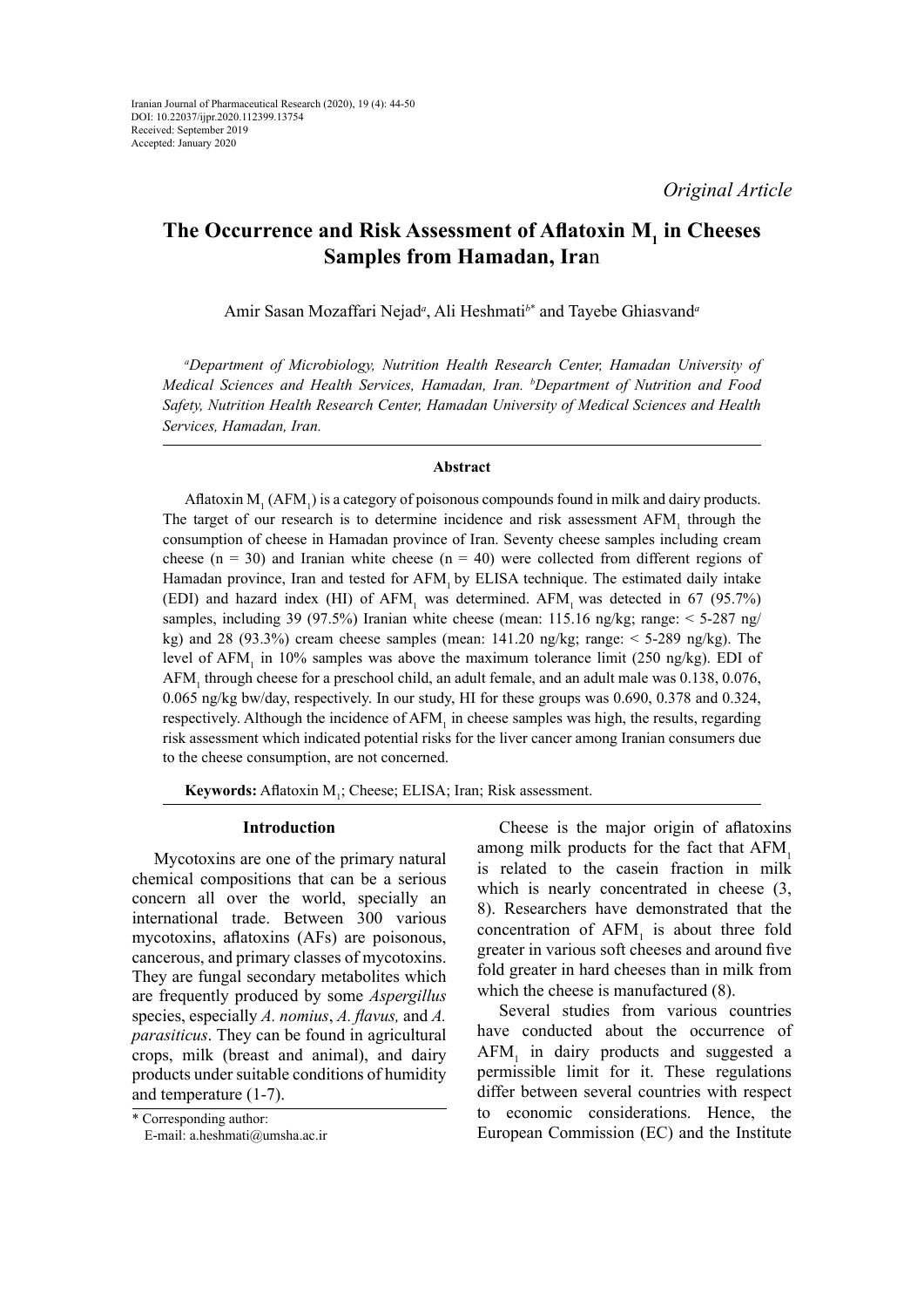*Original Article*

# The Occurrence and Risk Assessment of Aflatoxin $M_1$ in Cheeses Samples from Hamadan, Iran

Amir Sasan Mozaffari Nejad[a], Ali Heshmati[b*] and Tayebe Ghiasvand[a]

*[a]Department of Microbiology, Nutrition Health Research Center, Hamadan University of Medical Sciences and Health Services, Hamadan, Iran. [b]Department of Nutrition and Food Safety, Nutrition Health Research Center, Hamadan University of Medical Sciences and Health Services, Hamadan, Iran.*

### Abstract

Aflatoxin $M_1$ ($AFM_1$) is a category of poisonous compounds found in milk and dairy products. The target of our research is to determine incidence and risk assessment $AFM_1$ through the consumption of cheese in Hamadan province of Iran. Seventy cheese samples including cream cheese (n = 30) and Iranian white cheese (n = 40) were collected from different regions of Hamadan province, Iran and tested for $AFM_1$ by ELISA technique. The estimated daily intake (EDI) and hazard index (HI) of $AFM_1$ was determined. $AFM_1$ was detected in 67 (95.7%) samples, including 39 (97.5%) Iranian white cheese (mean: 115.16 ng/kg; range: < 5-287 ng/kg) and 28 (93.3%) cream cheese samples (mean: 141.20 ng/kg; range: < 5-289 ng/kg). The level of $AFM_1$ in 10% samples was above the maximum tolerance limit (250 ng/kg). EDI of $AFM_1$ through cheese for a preschool child, an adult female, and an adult male was 0.138, 0.076, 0.065 ng/kg bw/day, respectively. In our study, HI for these groups was 0.690, 0.378 and 0.324, respectively. Although the incidence of $AFM_1$ in cheese samples was high, the results, regarding risk assessment which indicated potential risks for the liver cancer among Iranian consumers due to the cheese consumption, are not concerned.

**Keywords:** Aflatoxin $M_1$; Cheese; ELISA; Iran; Risk assessment.

## Introduction

Mycotoxins are one of the primary natural chemical compositions that can be a serious concern all over the world, specially an international trade. Between 300 various mycotoxins, aflatoxins (AFs) are poisonous, cancerous, and primary classes of mycotoxins. They are fungal secondary metabolites which are frequently produced by some *Aspergillus* species, especially *A. nomius*, *A. flavus,* and *A. parasiticus*. They can be found in agricultural crops, milk (breast and animal), and dairy products under suitable conditions of humidity and temperature (1-7).

Cheese is the major origin of aflatoxins among milk products for the fact that $AFM_1$ is related to the casein fraction in milk which is nearly concentrated in cheese (3, 8). Researchers have demonstrated that the concentration of $AFM_1$ is about three fold greater in various soft cheeses and around five fold greater in hard cheeses than in milk from which the cheese is manufactured (8).

Several studies from various countries have conducted about the occurrence of $AFM_1$ in dairy products and suggested a permissible limit for it. These regulations differ between several countries with respect to economic considerations. Hence, the European Commission (EC) and the Institute

\* Corresponding author:
E-mail: a.heshmati@umsha.ac.ir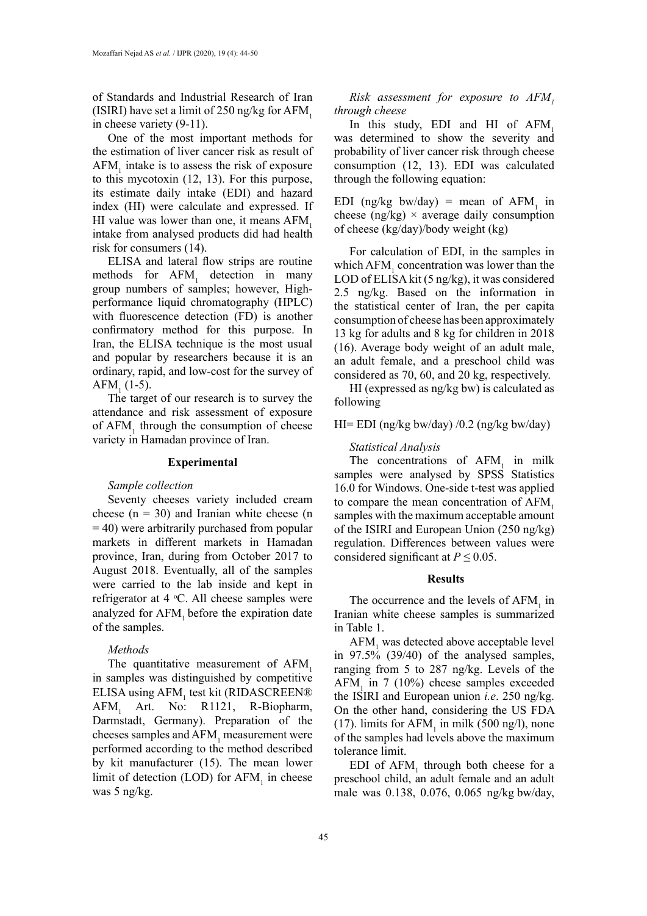of Standards and Industrial Research of Iran (ISIRI) have set a limit of 250 ng/kg for $AFM_1$ in cheese variety (9-11).

One of the most important methods for the estimation of liver cancer risk as result of $AFM_1$ intake is to assess the risk of exposure to this mycotoxin (12, 13). For this purpose, its estimate daily intake (EDI) and hazard index (HI) were calculate and expressed. If HI value was lower than one, it means $AFM_1$ intake from analysed products did had health risk for consumers (14).

ELISA and lateral flow strips are routine methods for $AFM_1$ detection in many group numbers of samples; however, High-performance liquid chromatography (HPLC) with fluorescence detection (FD) is another confirmatory method for this purpose. In Iran, the ELISA technique is the most usual and popular by researchers because it is an ordinary, rapid, and low-cost for the survey of $AFM_1$ (1-5).

The target of our research is to survey the attendance and risk assessment of exposure of $AFM_1$ through the consumption of cheese variety in Hamadan province of Iran.

## Experimental

*Sample collection*

Seventy cheeses variety included cream cheese (n = 30) and Iranian white cheese (n = 40) were arbitrarily purchased from popular markets in different markets in Hamadan province, Iran, during from October 2017 to August 2018. Eventually, all of the samples were carried to the lab inside and kept in refrigerator at 4 °C. All cheese samples were analyzed for $AFM_1$ before the expiration date of the samples.

*Methods*

The quantitative measurement of $AFM_1$ in samples was distinguished by competitive ELISA using $AFM_1$ test kit (RIDASCREEN® $AFM_1$ Art. No: R1121, R-Biopharm, Darmstadt, Germany). Preparation of the cheeses samples and $AFM_1$ measurement were performed according to the method described by kit manufacturer (15). The mean lower limit of detection (LOD) for $AFM_1$ in cheese was 5 ng/kg.

*Risk assessment for exposure to $AFM_1$ through cheese*

In this study, EDI and HI of $AFM_1$ was determined to show the severity and probability of liver cancer risk through cheese consumption (12, 13). EDI was calculated through the following equation:

EDI (ng/kg bw/day) = mean of $AFM_1$ in cheese (ng/kg) × average daily consumption of cheese (kg/day)/body weight (kg)

For calculation of EDI, in the samples in which $AFM_1$ concentration was lower than the LOD of ELISA kit (5 ng/kg), it was considered 2.5 ng/kg. Based on the information in the statistical center of Iran, the per capita consumption of cheese has been approximately 13 kg for adults and 8 kg for children in 2018 (16). Average body weight of an adult male, an adult female, and a preschool child was considered as 70, 60, and 20 kg, respectively.

HI (expressed as ng/kg bw) is calculated as following

HI= EDI (ng/kg bw/day) /0.2 (ng/kg bw/day)

*Statistical Analysis*

The concentrations of $AFM_1$ in milk samples were analysed by SPSS Statistics 16.0 for Windows. One-side t-test was applied to compare the mean concentration of $AFM_1$ samples with the maximum acceptable amount of the ISIRI and European Union (250 ng/kg) regulation. Differences between values were considered significant at $P \leq 0.05$.

## Results

The occurrence and the levels of $AFM_1$ in Iranian white cheese samples is summarized in Table 1.

$AFM_1$ was detected above acceptable level in 97.5% (39/40) of the analysed samples, ranging from 5 to 287 ng/kg. Levels of the $AFM_1$ in 7 (10%) cheese samples exceeded the ISIRI and European union *i.e*. 250 ng/kg. On the other hand, considering the US FDA (17). limits for $AFM_1$ in milk (500 ng/l), none of the samples had levels above the maximum tolerance limit.

EDI of $AFM_1$ through both cheese for a preschool child, an adult female and an adult male was 0.138, 0.076, 0.065 ng/kg bw/day,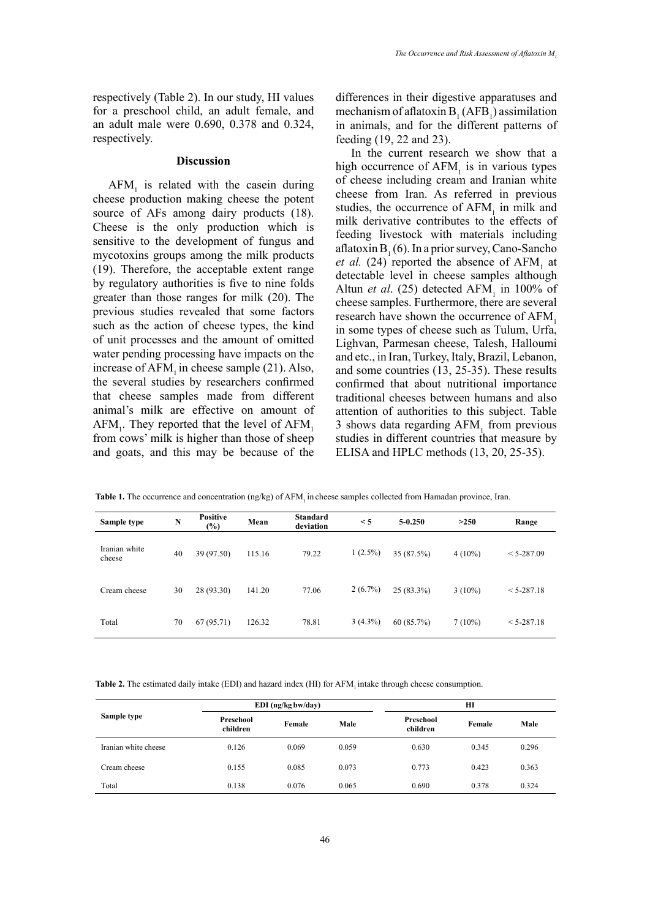respectively (Table 2). In our study, HI values for a preschool child, an adult female, and an adult male were 0.690, 0.378 and 0.324, respectively.

## Discussion

$AFM_1$ is related with the casein during cheese production making cheese the potent source of AFs among dairy products (18). Cheese is the only production which is sensitive to the development of fungus and mycotoxins groups among the milk products (19). Therefore, the acceptable extent range by regulatory authorities is five to nine folds greater than those ranges for milk (20). The previous studies revealed that some factors such as the action of cheese types, the kind of unit processes and the amount of omitted water pending processing have impacts on the increase of $AFM_1$ in cheese sample (21). Also, the several studies by researchers confirmed that cheese samples made from different animal's milk are effective on amount of $AFM_1$. They reported that the level of $AFM_1$ from cows' milk is higher than those of sheep and goats, and this may be because of the differences in their digestive apparatuses and mechanism of aflatoxin $B_1$ ($AFB_1$) assimilation in animals, and for the different patterns of feeding (19, 22 and 23).

In the current research we show that a high occurrence of $AFM_1$ is in various types of cheese including cream and Iranian white cheese from Iran. As referred in previous studies, the occurrence of $AFM_1$ in milk and milk derivative contributes to the effects of feeding livestock with materials including aflatoxin $B_1$ (6). In a prior survey, Cano-Sancho *et al.* (24) reported the absence of $AFM_1$ at detectable level in cheese samples although Altun *et al*. (25) detected $AFM_1$ in 100% of cheese samples. Furthermore, there are several research have shown the occurrence of $AFM_1$ in some types of cheese such as Tulum, Urfa, Lighvan, Parmesan cheese, Talesh, Halloumi and etc., in Iran, Turkey, Italy, Brazil, Lebanon, and some countries (13, 25-35). These results confirmed that about nutritional importance traditional cheeses between humans and also attention of authorities to this subject. Table 3 shows data regarding $AFM_1$ from previous studies in different countries that measure by ELISA and HPLC methods (13, 20, 25-35).

**Table 1.** The occurrence and concentration (ng/kg) of $AFM_1$ in cheese samples collected from Hamadan province, Iran.

| Sample type | N | Positive (%) | Mean | Standard deviation | < 5 | 5-0.250 | >250 | Range |
|---|---|---|---|---|---|---|---|---|
| Iranian white cheese | 40 | 39 (97.50) | 115.16 | 79.22 | 1 (2.5%) | 35 (87.5%) | 4 (10%) | < 5-287.09 |
| Cream cheese | 30 | 28 (93.30) | 141.20 | 77.06 | 2 (6.7%) | 25 (83.3%) | 3 (10%) | < 5-287.18 |
| Total | 70 | 67 (95.71) | 126.32 | 78.81 | 3 (4.3%) | 60 (85.7%) | 7 (10%) | < 5-287.18 |

**Table 2.** The estimated daily intake (EDI) and hazard index (HI) for $AFM_1$ intake through cheese consumption.

| Sample type | EDI (ng/kg bw/day) | | | HI | | |
|---|---|---|---|---|---|---|
| | Preschool children | Female | Male | Preschool children | Female | Male |
| Iranian white cheese | 0.126 | 0.069 | 0.059 | 0.630 | 0.345 | 0.296 |
| Cream cheese | 0.155 | 0.085 | 0.073 | 0.773 | 0.423 | 0.363 |
| Total | 0.138 | 0.076 | 0.065 | 0.690 | 0.378 | 0.324 |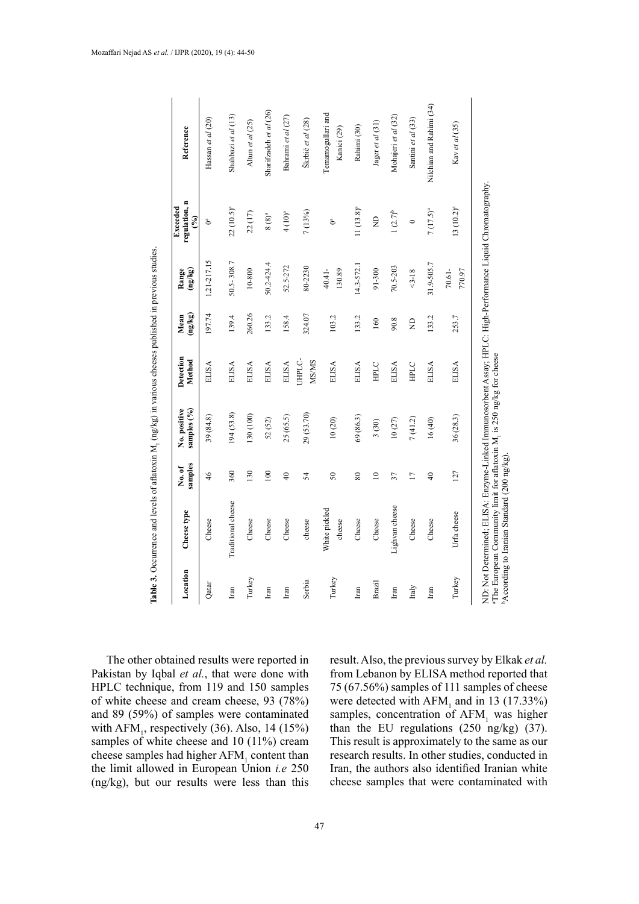**Table 3.** Occurrence and levels of aflatoxin $M_1$ (ng/kg) in various cheeses published in previous studies.

| Location | Cheese type | No. of samples | No. positive samples (%) | Detection Method | Mean (ng/kg) | Range (ng/kg) | Exceeded regulation, n (%) | Reference |
|---|---|---|---|---|---|---|---|---|
| Qatar | Cheese | 46 | 39 (84.8) | ELISA | 197.74 | 1.21-217.15 | 0[a] | Hassan *et al* (20) |
| Iran | Traditional cheese | 360 | 194 (53.8) | ELISA | 139.4 | 50.5- 308.7 | 22 (10.5)[a] | Shahbazi *et al* (13) |
| Turkey | Cheese | 130 | 130 (100) | ELISA | 260.26 | 10-800 | 22 (17) | Altun *et al* (25) |
| Iran | Cheese | 100 | 52 (52) | ELISA | 133.2 | 50.2-424.4 | 8 (8)[a] | Sharifzadeh *et al* (26) |
| Iran | Cheese | 40 | 25 (65.5) | ELISA | 158.4 | 52.5-272 | 4 (10)[a] | Bahrami *et al* (27) |
| Serbia | cheese | 54 | 29 (53.70) | UHPLC-MS/MS | 324.07 | 80-2230 | 7 (13%) | Škrbić *et al* (28) |
| Turkey | White pickled cheese | 50 | 10 (20) | ELISA | 103.2 | 40.41-130.89 | 0[a] | Temamogullari and Kanici (29) |
| Iran | Cheese | 80 | 69 (86.3) | ELISA | 133.2 | 14.3-572.1 | 11 (13.8)[a] | Rahimi (30) |
| Brazil | Cheese | 10 | 3 (30) | HPLC | 160 | 91-300 | ND | Jager *et al* (31) |
| Iran | Lighvan cheese | 37 | 10 (27) | ELISA | 90.8 | 70.5-203 | 1 (2.7)[b] | Mohajeri *et al* (32) |
| Italy | Cheese | 17 | 7 (41.2) | HPLC | ND | <3-18 | 0 | Santini *et al* (33) |
| Iran | Cheese | 40 | 16 (40) | ELISA | 133.2 | 31.9-505.7 | 7 (17.5)[a] | Nilchian and Rahimi (34) |
| Turkey | Urfa cheese | 127 | 36 (28.3) | ELISA | 253.7 | 70.61-770.97 | 13 (10.2)[a] | Kav *et al* (35) |

ND: Not Determined; ELISA: Enzyme-Linked Immunosorbent Assay; HPLC: High-Performance Liquid Chromatography.
[a]The European Community limit for aflatoxin $M_1$ is 250 ng/kg for cheese
[b]According to Iranian Standard (200 ng/kg).

The other obtained results were reported in Pakistan by Iqbal *et al.*, that were done with HPLC technique, from 119 and 150 samples of white cheese and cream cheese, 93 (78%) and 89 (59%) of samples were contaminated with $AFM_1$, respectively (36). Also, 14 (15%) samples of white cheese and 10 (11%) cream cheese samples had higher $AFM_1$ content than the limit allowed in European Union *i.e* 250 (ng/kg), but our results were less than this result. Also, the previous survey by Elkak *et al.* from Lebanon by ELISA method reported that 75 (67.56%) samples of 111 samples of cheese were detected with $AFM_1$ and in 13 (17.33%) samples, concentration of $AFM_1$ was higher than the EU regulations (250 ng/kg) (37). This result is approximately to the same as our research results. In other studies, conducted in Iran, the authors also identified Iranian white cheese samples that were contaminated with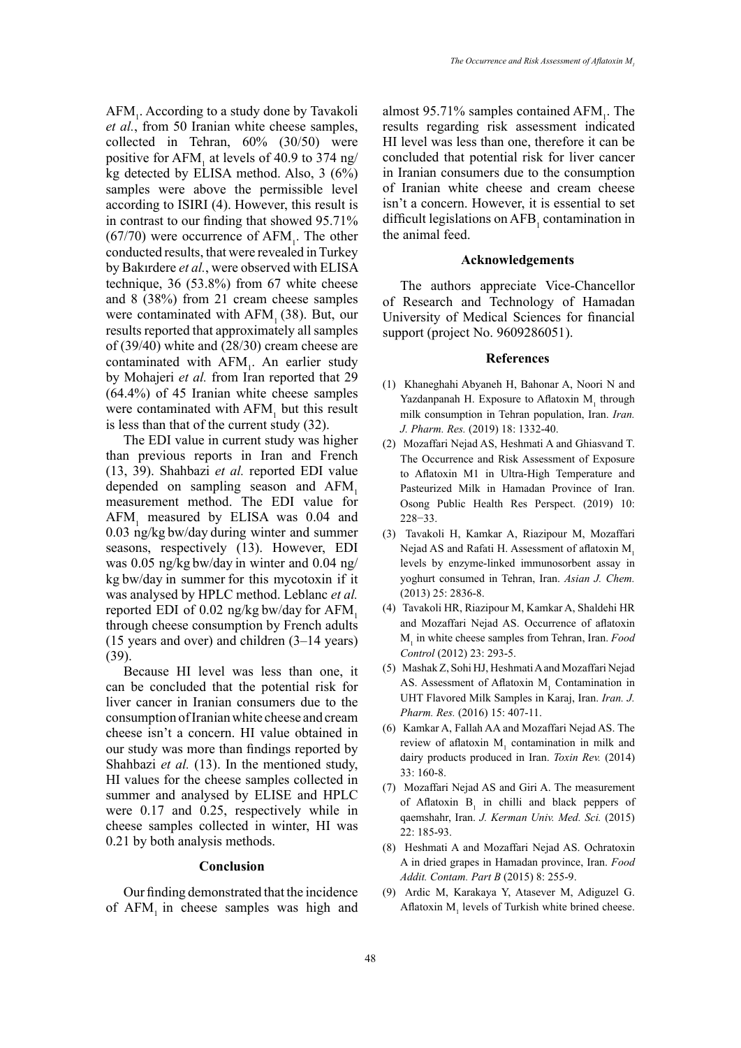$AFM_1$. According to a study done by Tavakoli *et al.*, from 50 Iranian white cheese samples, collected in Tehran, 60% (30/50) were positive for $AFM_1$ at levels of 40.9 to 374 ng/kg detected by ELISA method. Also, 3 (6%) samples were above the permissible level according to ISIRI (4). However, this result is in contrast to our finding that showed 95.71% (67/70) were occurrence of $AFM_1$. The other conducted results, that were revealed in Turkey by Bakırdere *et al.*, were observed with ELISA technique, 36 (53.8%) from 67 white cheese and 8 (38%) from 21 cream cheese samples were contaminated with $AFM_1$ (38). But, our results reported that approximately all samples of (39/40) white and (28/30) cream cheese are contaminated with $AFM_1$. An earlier study by Mohajeri *et al.* from Iran reported that 29 (64.4%) of 45 Iranian white cheese samples were contaminated with $AFM_1$ but this result is less than that of the current study (32).

The EDI value in current study was higher than previous reports in Iran and French (13, 39). Shahbazi *et al.* reported EDI value depended on sampling season and $AFM_1$ measurement method. The EDI value for $AFM_1$ measured by ELISA was 0.04 and 0.03 ng/kg bw/day during winter and summer seasons, respectively (13). However, EDI was 0.05 ng/kg bw/day in winter and 0.04 ng/kg bw/day in summer for this mycotoxin if it was analysed by HPLC method. Leblanc *et al.* reported EDI of 0.02 ng/kg bw/day for $AFM_1$ through cheese consumption by French adults (15 years and over) and children (3–14 years) (39).

Because HI level was less than one, it can be concluded that the potential risk for liver cancer in Iranian consumers due to the consumption of Iranian white cheese and cream cheese isn't a concern. HI value obtained in our study was more than findings reported by Shahbazi *et al.* (13). In the mentioned study, HI values for the cheese samples collected in summer and analysed by ELISE and HPLC were 0.17 and 0.25, respectively while in cheese samples collected in winter, HI was 0.21 by both analysis methods.

## Conclusion

Our finding demonstrated that the incidence of $AFM_1$ in cheese samples was high and almost 95.71% samples contained $AFM_1$. The results regarding risk assessment indicated HI level was less than one, therefore it can be concluded that potential risk for liver cancer in Iranian consumers due to the consumption of Iranian white cheese and cream cheese isn't a concern. However, it is essential to set difficult legislations on $AFB_1$ contamination in the animal feed.

## Acknowledgements

The authors appreciate Vice-Chancellor of Research and Technology of Hamadan University of Medical Sciences for financial support (project No. 9609286051).

## References

(1) Khaneghahi Abyaneh H, Bahonar A, Noori N and Yazdanpanah H. Exposure to Aflatoxin $M_1$ through milk consumption in Tehran population, Iran. *Iran. J. Pharm. Res.* (2019) 18: 1332-40.

(2) Mozaffari Nejad AS, Heshmati A and Ghiasvand T. The Occurrence and Risk Assessment of Exposure to Aflatoxin M1 in Ultra-High Temperature and Pasteurized Milk in Hamadan Province of Iran. Osong Public Health Res Perspect. (2019) 10: 228−33.

(3) Tavakoli H, Kamkar A, Riazipour M, Mozaffari Nejad AS and Rafati H. Assessment of aflatoxin $M_1$ levels by enzyme-linked immunosorbent assay in yoghurt consumed in Tehran, Iran. *Asian J. Chem.* (2013) 25: 2836-8.

(4) Tavakoli HR, Riazipour M, Kamkar A, Shaldehi HR and Mozaffari Nejad AS. Occurrence of aflatoxin $M_1$ in white cheese samples from Tehran, Iran. *Food Control* (2012) 23: 293-5.

(5) Mashak Z, Sohi HJ, Heshmati A and Mozaffari Nejad AS. Assessment of Aflatoxin $M_1$ Contamination in UHT Flavored Milk Samples in Karaj, Iran. *Iran. J. Pharm. Res.* (2016) 15: 407-11.

(6) Kamkar A, Fallah AA and Mozaffari Nejad AS. The review of aflatoxin $M_1$ contamination in milk and dairy products produced in Iran. *Toxin Rev.* (2014) 33: 160-8.

(7) Mozaffari Nejad AS and Giri A. The measurement of Aflatoxin $B_1$ in chilli and black peppers of qaemshahr, Iran. *J. Kerman Univ. Med. Sci.* (2015) 22: 185-93.

(8) Heshmati A and Mozaffari Nejad AS. Ochratoxin A in dried grapes in Hamadan province, Iran. *Food Addit. Contam. Part B* (2015) 8: 255-9.

(9) Ardic M, Karakaya Y, Atasever M, Adiguzel G. Aflatoxin $M_1$ levels of Turkish white brined cheese.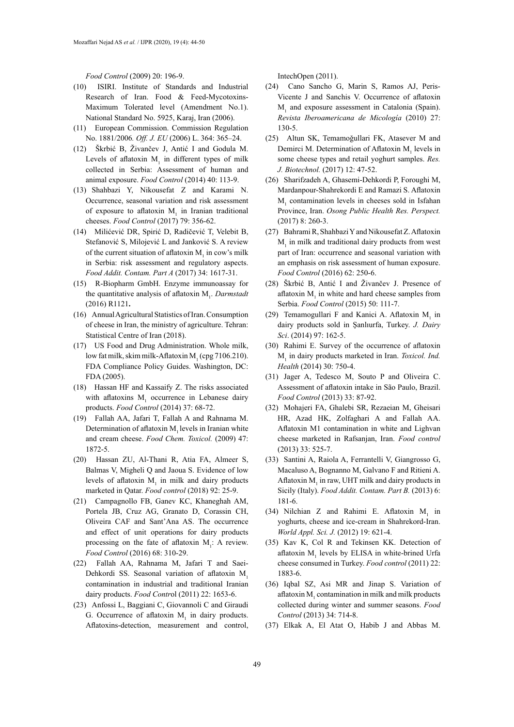*Food Control* (2009) 20: 196-9.

(10) ISIRI. Institute of Standards and Industrial Research of Iran. Food & Feed-Mycotoxins-Maximum Tolerated level (Amendment No.1). National Standard No. 5925, Karaj, Iran (2006).

(11) European Commission. Commission Regulation No. 1881/2006*. Off. J. EU* (2006) L. 364: 365–24.

(12) Škrbić B, Živančev J, Antić I and Godula M. Levels of aflatoxin $M_1$ in different types of milk collected in Serbia: Assessment of human and animal exposure. *Food Control* (2014) 40: 113-9.

(13) Shahbazi Y, Nikousefat Z and Karami N. Occurrence, seasonal variation and risk assessment of exposure to aflatoxin $M_1$ in Iranian traditional cheeses. *Food Control* (2017) 79: 356-62.

(14) Milićević DR, Spirić D, Radičević T, Velebit B, Stefanović S, Milojević L and Janković S. A review of the current situation of aflatoxin $M_1$ in cow's milk in Serbia: risk assessment and regulatory aspects. *Food Addit. Contam. Part A* (2017) 34: 1617-31.

(15) R-Biopharm GmbH. Enzyme immunoassay for the quantitative analysis of aflatoxin $M_1$. *Darmstadt* (2016) R1121**.**

(16) Annual Agricultural Statistics of Iran. Consumption of cheese in Iran, the ministry of agriculture. Tehran: Statistical Centre of Iran (2018).

(17) US Food and Drug Administration. Whole milk, low fat milk, skim milk-Aflatoxin $M_1$ (cpg 7106.210). FDA Compliance Policy Guides. Washington, DC: FDA (2005).

(18) Hassan HF and Kassaify Z. The risks associated with aflatoxins $M_1$ occurrence in Lebanese dairy products. *Food Control* (2014) 37: 68-72.

(19) Fallah AA, Jafari T, Fallah A and Rahnama M. Determination of aflatoxin $M_1$ levels in Iranian white and cream cheese. *Food Chem. Toxicol.* (2009) 47: 1872-5.

(20) Hassan ZU, Al-Thani R, Atia FA, Almeer S, Balmas V, Migheli Q and Jaoua S. Evidence of low levels of aflatoxin $M_1$ in milk and dairy products marketed in Qatar. *Food control* (2018) 92: 25-9.

(21) Campagnollo FB, Ganev KC, Khaneghah AM, Portela JB, Cruz AG, Granato D, Corassin CH, Oliveira CAF and Sant'Ana AS. The occurrence and effect of unit operations for dairy products processing on the fate of aflatoxin $M_1$: A review. *Food Control* (2016) 68: 310-29.

(22) Fallah AA, Rahnama M, Jafari T and Saei-Dehkordi SS. Seasonal variation of aflatoxin $M_1$ contamination in industrial and traditional Iranian dairy products. *Food Contro*l (2011) 22: 1653-6.

(23) Anfossi L, Baggiani C, Giovannoli C and Giraudi G. Occurrence of aflatoxin $M_1$ in dairy products. Aflatoxins-detection, measurement and control, IntechOpen (2011).

(24) Cano Sancho G, Marin S, Ramos AJ, Peris-Vicente J and Sanchis V. Occurrence of aflatoxin $M_1$ and exposure assessment in Catalonia (Spain). *Revista Iberoamericana de Micología* (2010) 27: 130-5.

(25) Altun SK, Temamoğullari FK, Atasever M and Demirci M. Determination of Aflatoxin $M_1$ levels in some cheese types and retail yoghurt samples. *Res. J. Biotechnol.* (2017) 12: 47-52.

(26) Sharifzadeh A, Ghasemi-Dehkordi P, Foroughi M, Mardanpour-Shahrekordi E and Ramazi S. Aflatoxin $M_1$ contamination levels in cheeses sold in Isfahan Province, Iran. *Osong Public Health Res. Perspect.* (2017) 8: 260-3.

(27) Bahrami R, Shahbazi Y and Nikousefat Z. Aflatoxin $M_1$ in milk and traditional dairy products from west part of Iran: occurrence and seasonal variation with an emphasis on risk assessment of human exposure. *Food Control* (2016) 62: 250-6.

(28) Škrbić B, Antić I and Živančev J. Presence of aflatoxin $M_1$ in white and hard cheese samples from Serbia. *Food Control* (2015) 50: 111-7.

(29) Temamogullari F and Kanici A. Aflatoxin $M_1$ in dairy products sold in Şanlıurfa, Turkey. *J. Dairy Sci*. (2014) 97: 162-5.

(30) Rahimi E. Survey of the occurrence of aflatoxin $M_1$ in dairy products marketed in Iran. *Toxicol. Ind. Health* (2014) 30: 750-4.

(31) Jager A, Tedesco M, Souto P and Oliveira C. Assessment of aflatoxin intake in São Paulo, Brazil. *Food Control* (2013) 33: 87-92.

(32) Mohajeri FA, Ghalebi SR, Rezaeian M, Gheisari HR, Azad HK, Zolfaghari A and Fallah AA. Aflatoxin M1 contamination in white and Lighvan cheese marketed in Rafsanjan, Iran. *Food control* (2013) 33: 525-7.

(33) Santini A, Raiola A, Ferrantelli V, Giangrosso G, Macaluso A, Bognanno M, Galvano F and Ritieni A. Aflatoxin $M_1$ in raw, UHT milk and dairy products in Sicily (Italy). *Food Addit. Contam. Part B.* (2013) 6: 181-6.

(34) Nilchian Z and Rahimi E. Aflatoxin $M_1$ in yoghurts, cheese and ice-cream in Shahrekord-Iran. *World Appl. Sci. J.* (2012) 19: 621-4.

(35) Kav K, Col R and Tekinsen KK. Detection of aflatoxin $M_1$ levels by ELISA in white-brined Urfa cheese consumed in Turkey. *Food control* (2011) 22: 1883-6.

(36) Iqbal SZ, Asi MR and Jinap S. Variation of aflatoxin $M_1$ contamination in milk and milk products collected during winter and summer seasons. *Food Control* (2013) 34: 714-8.

(37) Elkak A, El Atat O, Habib J and Abbas M.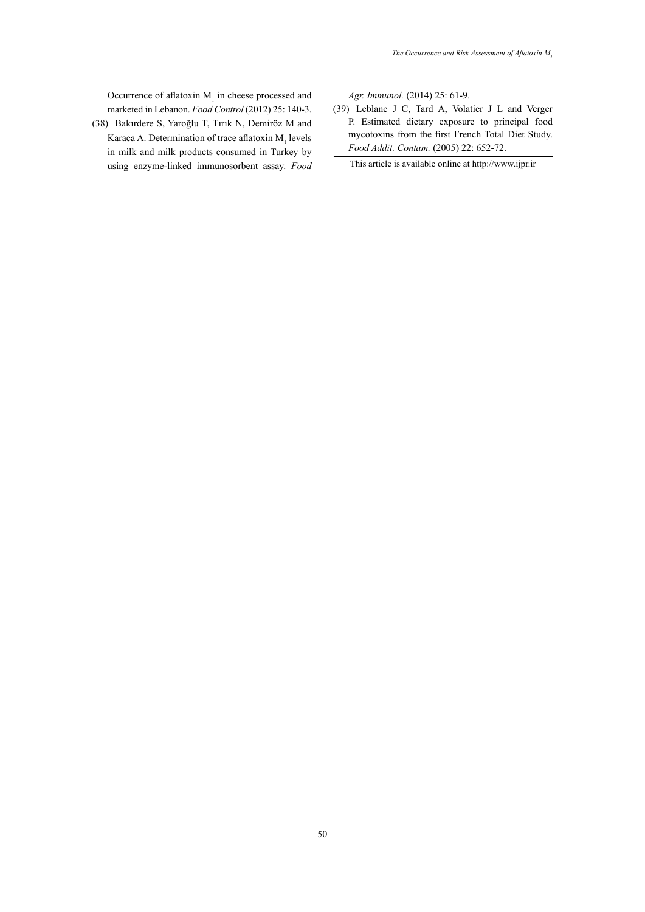Occurrence of aflatoxin $M_1$ in cheese processed and marketed in Lebanon. *Food Control* (2012) 25: 140-3.

(38) Bakırdere S, Yaroğlu T, Tırık N, Demiröz M and Karaca A. Determination of trace aflatoxin $M_1$ levels in milk and milk products consumed in Turkey by using enzyme-linked immunosorbent assay. *Food Agr. Immunol.* (2014) 25: 61-9.

(39) Leblanc J C, Tard A, Volatier J L and Verger P. Estimated dietary exposure to principal food mycotoxins from the first French Total Diet Study. *Food Addit. Contam.* (2005) 22: 652-72.

This article is available online at http://www.ijpr.ir